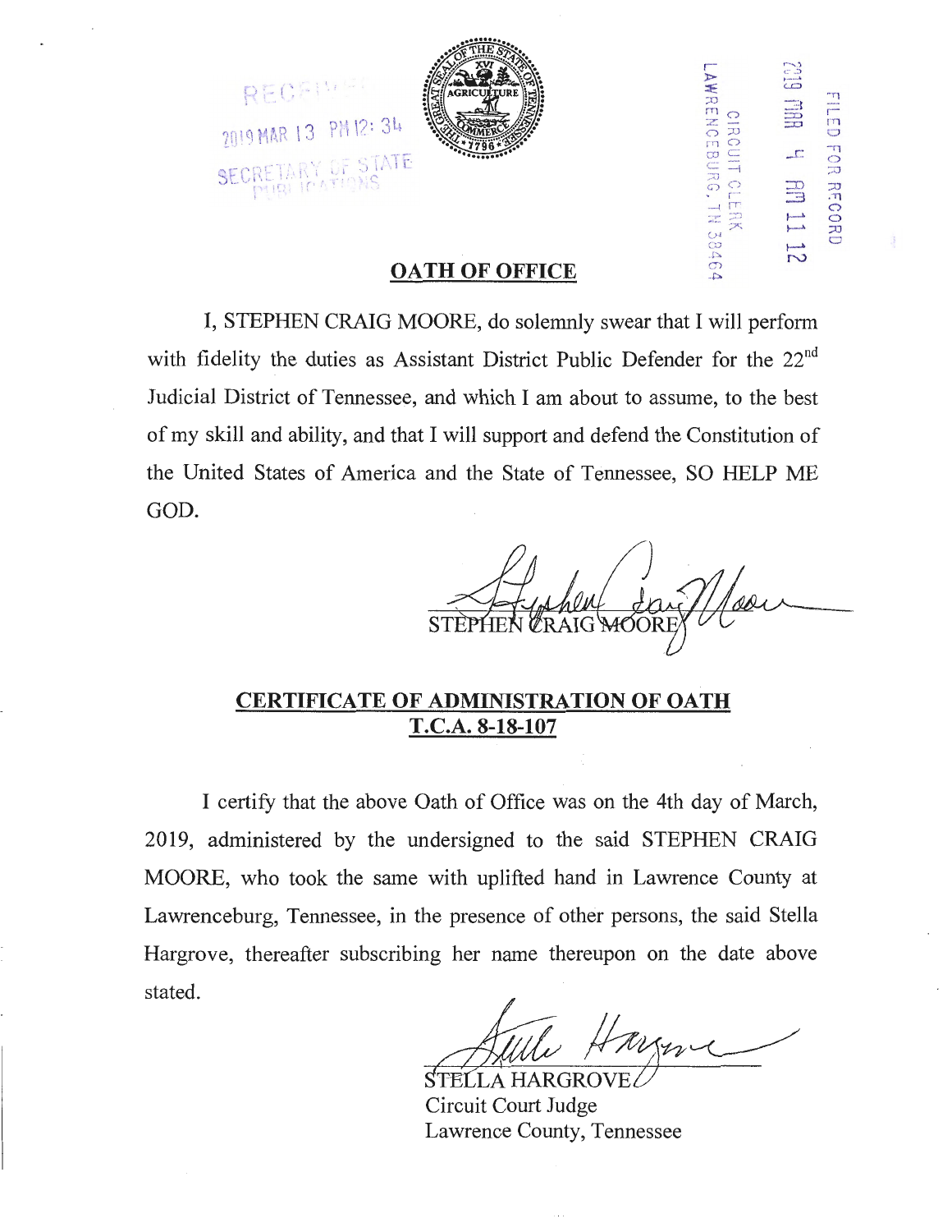RECEIVED

2019 MAR 13 PM 12: 34

SECRETARY OF STATE
PUBLICATIONS

FILED FOR RECORD
2019 MAR 4 AM 11 12
CIRCUIT CLERK
LAWRENCEBURG, TN 38464

## OATH OF OFFICE

I, STEPHEN CRAIG MOORE, do solemnly swear that I will perform with fidelity the duties as Assistant District Public Defender for the 22nd Judicial District of Tennessee, and which I am about to assume, to the best of my skill and ability, and that I will support and defend the Constitution of the United States of America and the State of Tennessee, SO HELP ME GOD.

STEPHEN CRAIG MOORE

## CERTIFICATE OF ADMINISTRATION OF OATH
## T.C.A. 8-18-107

I certify that the above Oath of Office was on the 4th day of March, 2019, administered by the undersigned to the said STEPHEN CRAIG MOORE, who took the same with uplifted hand in Lawrence County at Lawrenceburg, Tennessee, in the presence of other persons, the said Stella Hargrove, thereafter subscribing her name thereupon on the date above stated.

STELLA HARGROVE
Circuit Court Judge
Lawrence County, Tennessee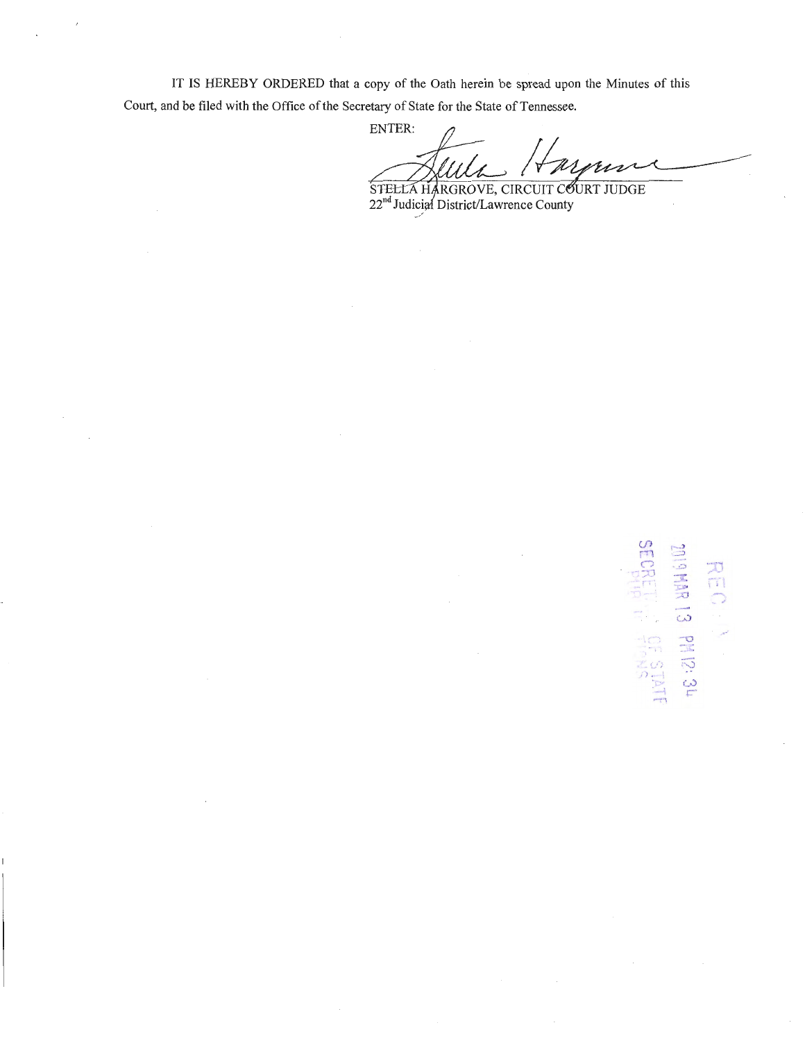IT IS HEREBY ORDERED that a copy of the Oath herein be spread upon the Minutes of this Court, and be filed with the Office of the Secretary of State for the State of Tennessee.

ENTER:

STELLA HARGROVE, CIRCUIT COURT JUDGE
22nd Judicial District/Lawrence County

REC
2019 MAR 13 PM 12: 34
SECRET OF STATE
PUB TIONS